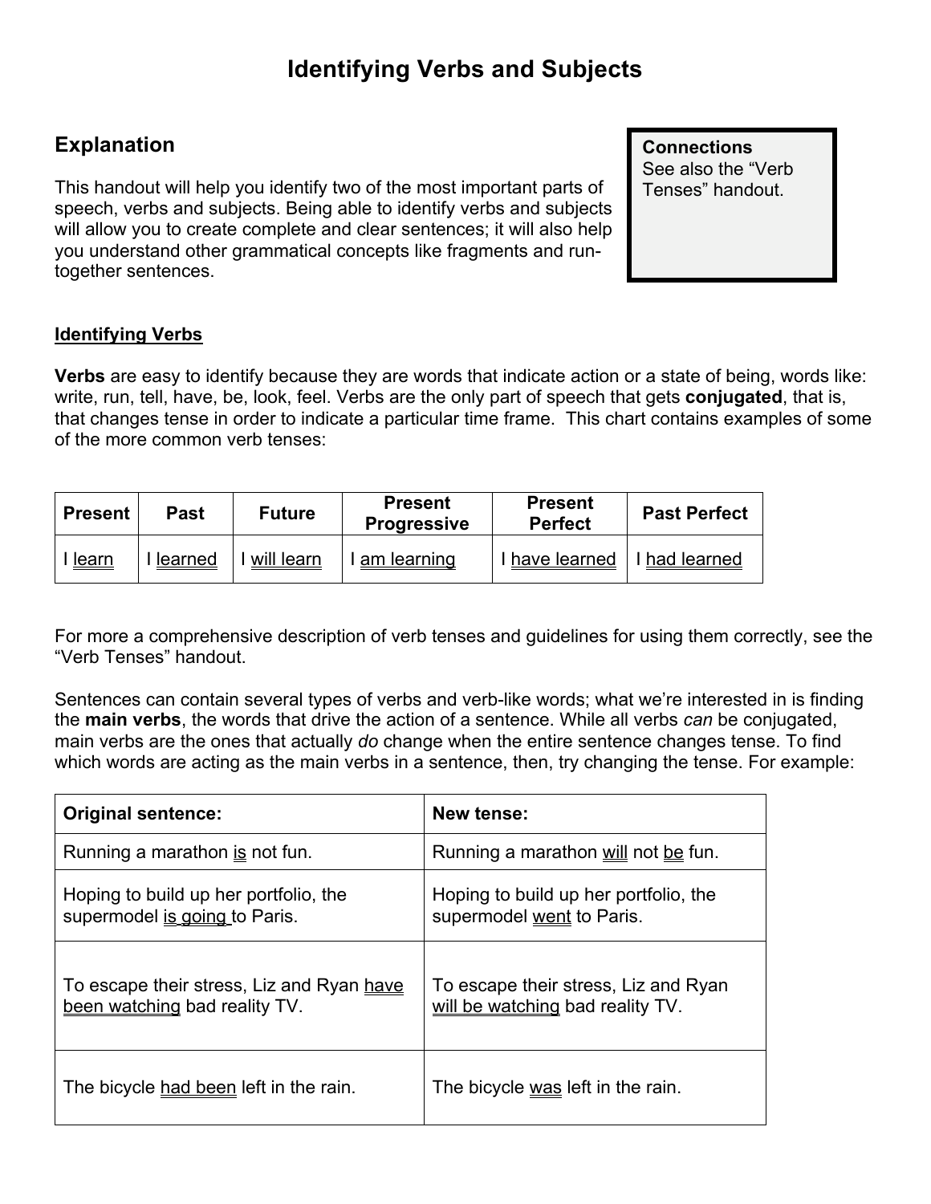# Identifying Verbs and Subjects

## Explanation

This handout will help you identify two of the most important parts of speech, verbs and subjects. Being able to identify verbs and subjects will allow you to create complete and clear sentences; it will also help you understand other grammatical concepts like fragments and run-together sentences.

> **Connections**
> See also the "Verb Tenses" handout.

### Identifying Verbs

**Verbs** are easy to identify because they are words that indicate action or a state of being, words like: write, run, tell, have, be, look, feel. Verbs are the only part of speech that gets **conjugated**, that is, that changes tense in order to indicate a particular time frame. This chart contains examples of some of the more common verb tenses:

| Present | Past | Future | Present Progressive | Present Perfect | Past Perfect |
|---|---|---|---|---|---|
| I learn | I learned | I will learn | I am learning | I have learned | I had learned |

For more a comprehensive description of verb tenses and guidelines for using them correctly, see the "Verb Tenses" handout.

Sentences can contain several types of verbs and verb-like words; what we're interested in is finding the **main verbs**, the words that drive the action of a sentence. While all verbs *can* be conjugated, main verbs are the ones that actually *do* change when the entire sentence changes tense. To find which words are acting as the main verbs in a sentence, then, try changing the tense. For example:

| Original sentence: | New tense: |
|---|---|
| Running a marathon is not fun. | Running a marathon will not be fun. |
| Hoping to build up her portfolio, the supermodel is going to Paris. | Hoping to build up her portfolio, the supermodel went to Paris. |
| To escape their stress, Liz and Ryan have been watching bad reality TV. | To escape their stress, Liz and Ryan will be watching bad reality TV. |
| The bicycle had been left in the rain. | The bicycle was left in the rain. |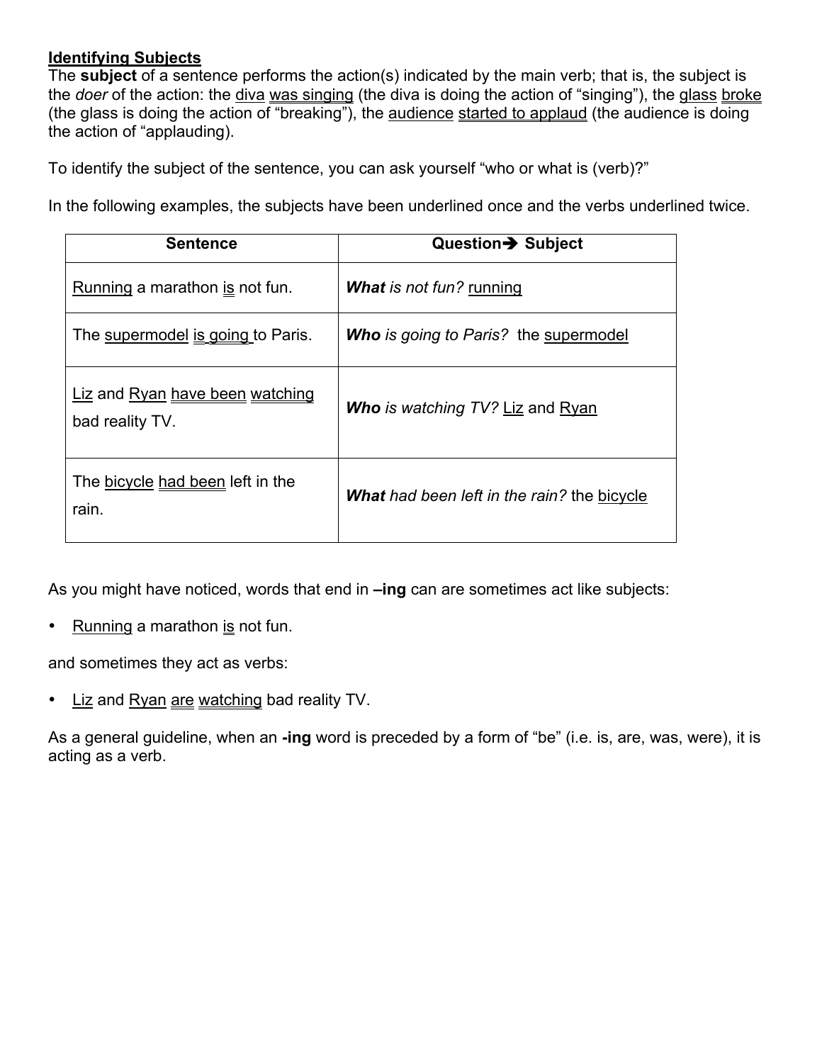## Identifying Subjects

The **subject** of a sentence performs the action(s) indicated by the main verb; that is, the subject is the *doer* of the action: the diva was singing (the diva is doing the action of "singing"), the glass broke (the glass is doing the action of "breaking"), the audience started to applaud (the audience is doing the action of "applauding).

To identify the subject of the sentence, you can ask yourself "who or what is (verb)?"

In the following examples, the subjects have been underlined once and the verbs underlined twice.

| Sentence | Question➔ Subject |
| --- | --- |
| Running a marathon is not fun. | ***What*** *is not fun?* running |
| The supermodel is going to Paris. | ***Who*** *is going to Paris?* the supermodel |
| Liz and Ryan have been watching bad reality TV. | ***Who*** *is watching TV?* Liz and Ryan |
| The bicycle had been left in the rain. | ***What*** *had been left in the rain?* the bicycle |

As you might have noticed, words that end in **–ing** can are sometimes act like subjects:

- Running a marathon is not fun.

and sometimes they act as verbs:

- Liz and Ryan are watching bad reality TV.

As a general guideline, when an **-ing** word is preceded by a form of "be" (i.e. is, are, was, were), it is acting as a verb.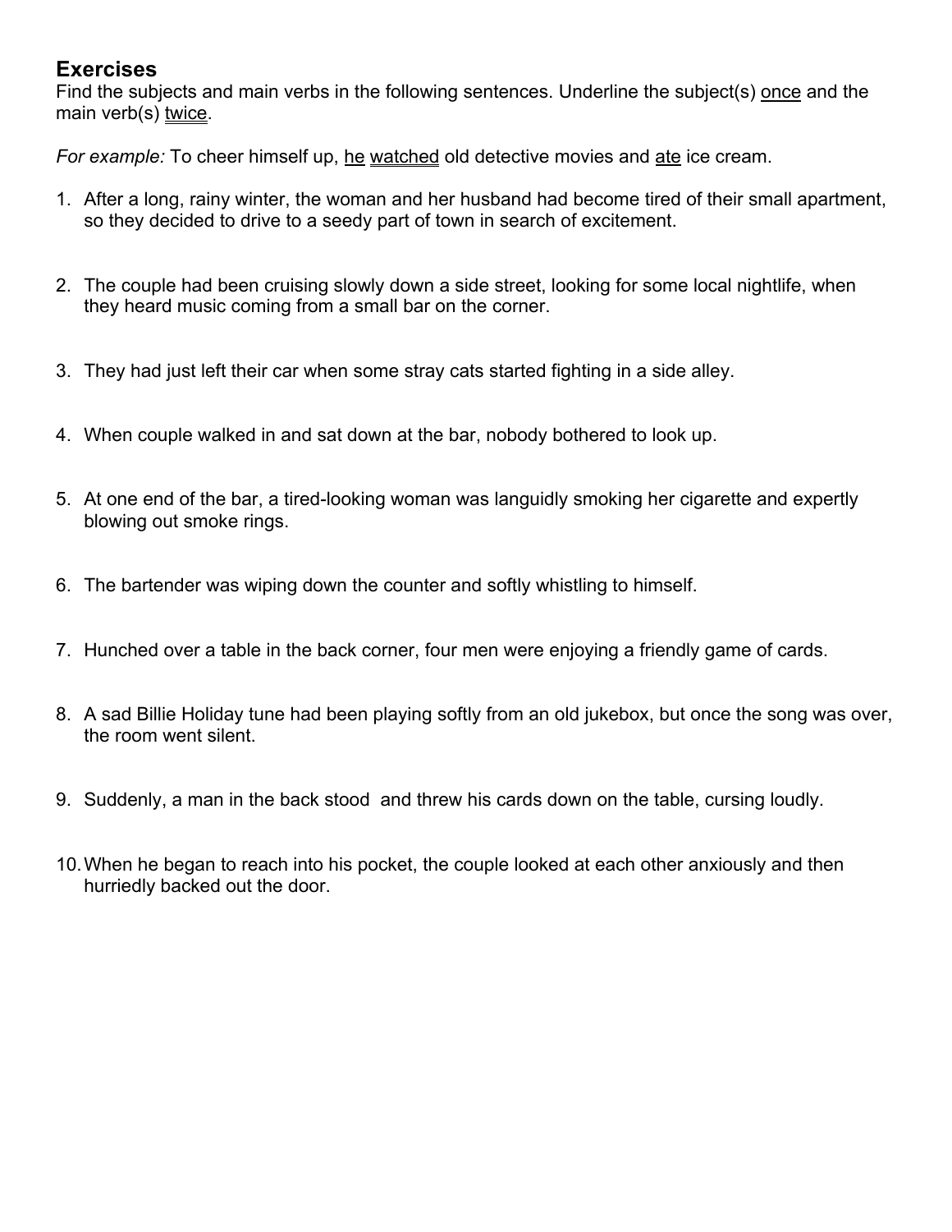## Exercises

Find the subjects and main verbs in the following sentences. Underline the subject(s) <u>once</u> and the main verb(s) <u>twice</u>.

*For example:* To cheer himself up, <u>he</u> <u>watched</u> old detective movies and <u>ate</u> ice cream.

1. After a long, rainy winter, the woman and her husband had become tired of their small apartment, so they decided to drive to a seedy part of town in search of excitement.

2. The couple had been cruising slowly down a side street, looking for some local nightlife, when they heard music coming from a small bar on the corner.

3. They had just left their car when some stray cats started fighting in a side alley.

4. When couple walked in and sat down at the bar, nobody bothered to look up.

5. At one end of the bar, a tired-looking woman was languidly smoking her cigarette and expertly blowing out smoke rings.

6. The bartender was wiping down the counter and softly whistling to himself.

7. Hunched over a table in the back corner, four men were enjoying a friendly game of cards.

8. A sad Billie Holiday tune had been playing softly from an old jukebox, but once the song was over, the room went silent.

9. Suddenly, a man in the back stood  and threw his cards down on the table, cursing loudly.

10. When he began to reach into his pocket, the couple looked at each other anxiously and then hurriedly backed out the door.